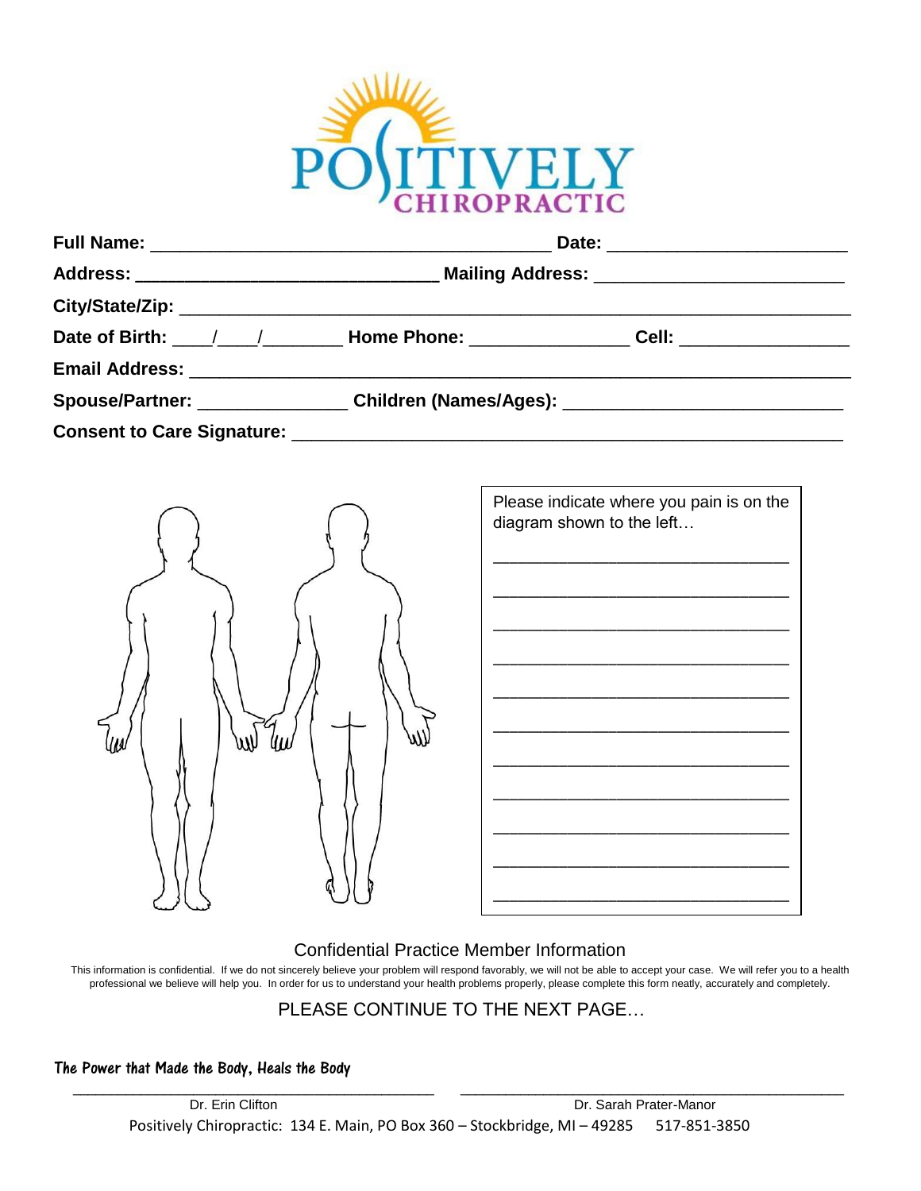# POSITIVELY CHIROPRACTIC

**Full Name:** ________________________________________ **Date:** ________________________

**Address:** ______________________________ **Mailing Address:** ________________________

**City/State/Zip:** ____________________________________________________________________

**Date of Birth:** ____/____/________ **Home Phone:** _______________ **Cell:** ________________

**Email Address:** _____________________________________________________________________

**Spouse/Partner:** _______________ **Children (Names/Ages):** ___________________________

**Consent to Care Signature:** _______________________________________________________

Please indicate where you pain is on the diagram shown to the left…

______________________________

______________________________

______________________________

______________________________

______________________________

______________________________

______________________________

______________________________

______________________________

______________________________

______________________________

## Confidential Practice Member Information

This information is confidential. If we do not sincerely believe your problem will respond favorably, we will not be able to accept your case. We will refer you to a health professional we believe will help you. In order for us to understand your health problems properly, please complete this form neatly, accurately and completely.

PLEASE CONTINUE TO THE NEXT PAGE…

*The Power that Made the Body, Heals the Body*

Dr. Erin Clifton — Dr. Sarah Prater-Manor

Positively Chiropractic: 134 E. Main, PO Box 360 – Stockbridge, MI – 49285 517-851-3850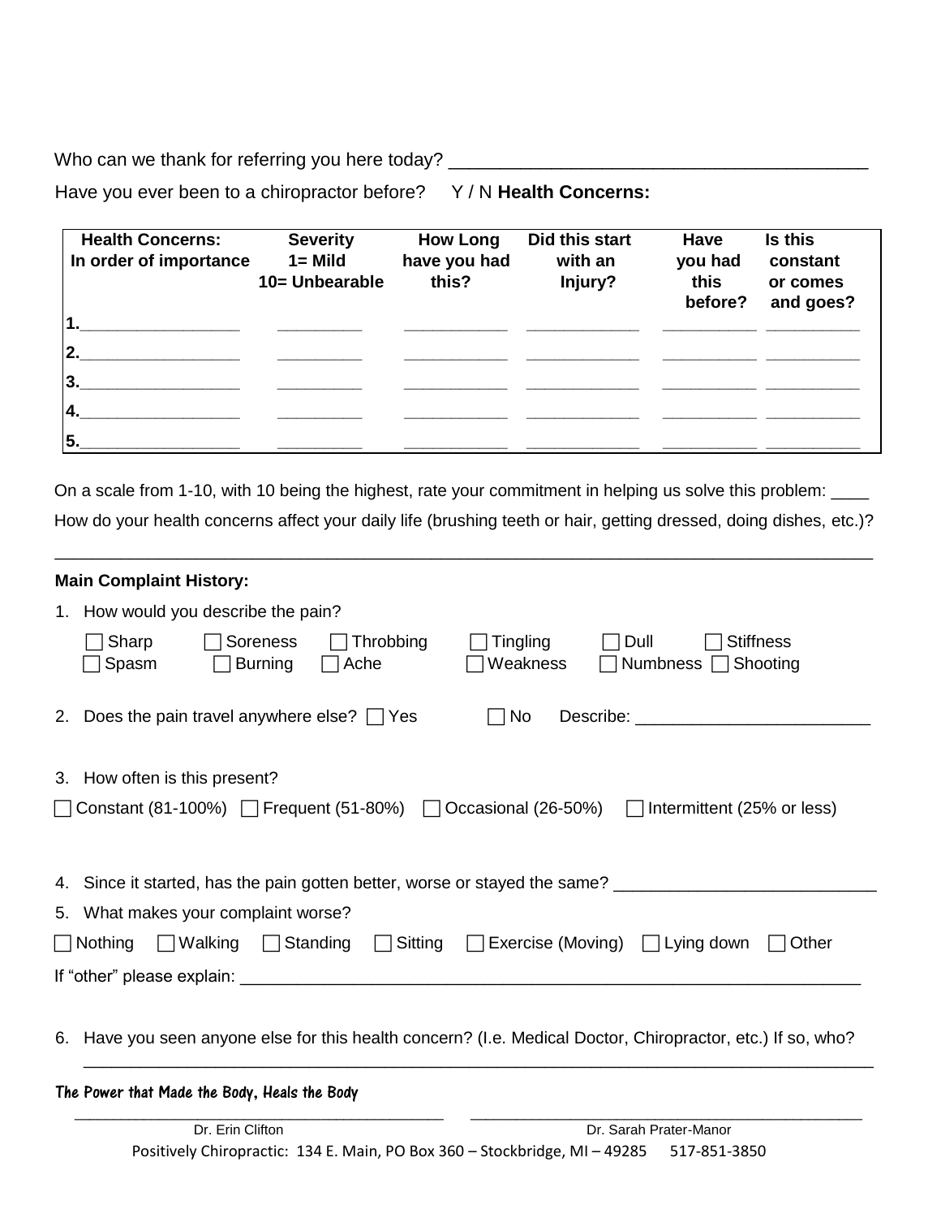Who can we thank for referring you here today? ________________________________________

Have you ever been to a chiropractor before? Y / N **Health Concerns:**

| **Health Concerns: In order of importance** | **Severity 1= Mild 10= Unbearable** | **How Long have you had this?** | **Did this start with an Injury?** | **Have you had this before?** | **Is this constant or comes and goes?** |
|---|---|---|---|---|---|
| 1.________________ | _________ | ___________ | ____________ | __________ | __________ |
| 2.________________ | _________ | ___________ | ____________ | __________ | __________ |
| 3.________________ | _________ | ___________ | ____________ | __________ | __________ |
| 4.________________ | _________ | ___________ | ____________ | __________ | __________ |
| 5.________________ | _________ | ___________ | ____________ | __________ | __________ |

On a scale from 1-10, with 10 being the highest, rate your commitment in helping us solve this problem: ____

How do your health concerns affect your daily life (brushing teeth or hair, getting dressed, doing dishes, etc.)?

________________________________________________________________________________

**Main Complaint History:**

1. How would you describe the pain?

   ☐ Sharp ☐ Soreness ☐ Throbbing ☐ Tingling ☐ Dull ☐ Stiffness
   ☐ Spasm ☐ Burning ☐ Ache ☐ Weakness ☐ Numbness ☐ Shooting

2. Does the pain travel anywhere else? ☐ Yes ☐ No Describe: ________________________

3. How often is this present?

☐ Constant (81-100%) ☐ Frequent (51-80%) ☐ Occasional (26-50%) ☐ Intermittent (25% or less)

4. Since it started, has the pain gotten better, worse or stayed the same? ___________________________

5. What makes your complaint worse?

☐ Nothing ☐ Walking ☐ Standing ☐ Sitting ☐ Exercise (Moving) ☐ Lying down ☐ Other

If "other" please explain: ____________________________________________________________________

6. Have you seen anyone else for this health concern? (I.e. Medical Doctor, Chiropractor, etc.) If so, who?

   ________________________________________________________________________________

**The Power that Made the Body, Heals the Body**

_______________________________________ _______________________________________

Dr. Erin Clifton Dr. Sarah Prater-Manor

Positively Chiropractic: 134 E. Main, PO Box 360 – Stockbridge, MI – 49285 517-851-3850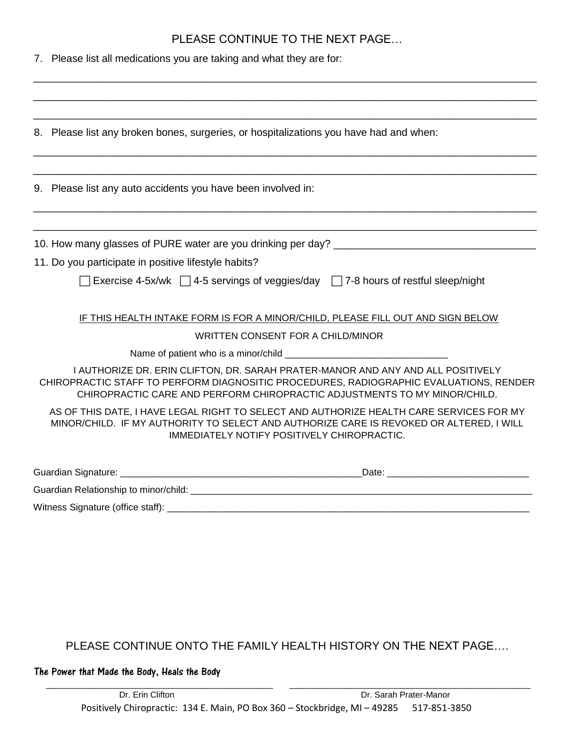PLEASE CONTINUE TO THE NEXT PAGE…

7. Please list all medications you are taking and what they are for:

______________________________________________________________________________

______________________________________________________________________________

______________________________________________________________________________

8. Please list any broken bones, surgeries, or hospitalizations you have had and when:

______________________________________________________________________________

______________________________________________________________________________

9. Please list any auto accidents you have been involved in:

______________________________________________________________________________

______________________________________________________________________________

10. How many glasses of PURE water are you drinking per day? ___________________________________

11. Do you participate in positive lifestyle habits?

☐ Exercise 4-5x/wk ☐ 4-5 servings of veggies/day ☐ 7-8 hours of restful sleep/night

<u>IF THIS HEALTH INTAKE FORM IS FOR A MINOR/CHILD, PLEASE FILL OUT AND SIGN BELOW</u>

WRITTEN CONSENT FOR A CHILD/MINOR

Name of patient who is a minor/child _______________________________

I AUTHORIZE DR. ERIN CLIFTON, DR. SARAH PRATER-MANOR AND ANY AND ALL POSITIVELY CHIROPRACTIC STAFF TO PERFORM DIAGNOSITIC PROCEDURES, RADIOGRAPHIC EVALUATIONS, RENDER CHIROPRACTIC CARE AND PERFORM CHIROPRACTIC ADJUSTMENTS TO MY MINOR/CHILD.

AS OF THIS DATE, I HAVE LEGAL RIGHT TO SELECT AND AUTHORIZE HEALTH CARE SERVICES FOR MY MINOR/CHILD. IF MY AUTHORITY TO SELECT AND AUTHORIZE CARE IS REVOKED OR ALTERED, I WILL IMMEDIATELY NOTIFY POSITIVELY CHIROPRACTIC.

Guardian Signature: _______________________________________________Date: ___________________________

Guardian Relationship to minor/child: ____________________________________________________________________

Witness Signature (office staff): _________________________________________________________________________

PLEASE CONTINUE ONTO THE FAMILY HEALTH HISTORY ON THE NEXT PAGE….

**The Power that Made the Body, Heals the Body**

Dr. Erin Clifton Dr. Sarah Prater-Manor

Positively Chiropractic: 134 E. Main, PO Box 360 – Stockbridge, MI – 49285 517-851-3850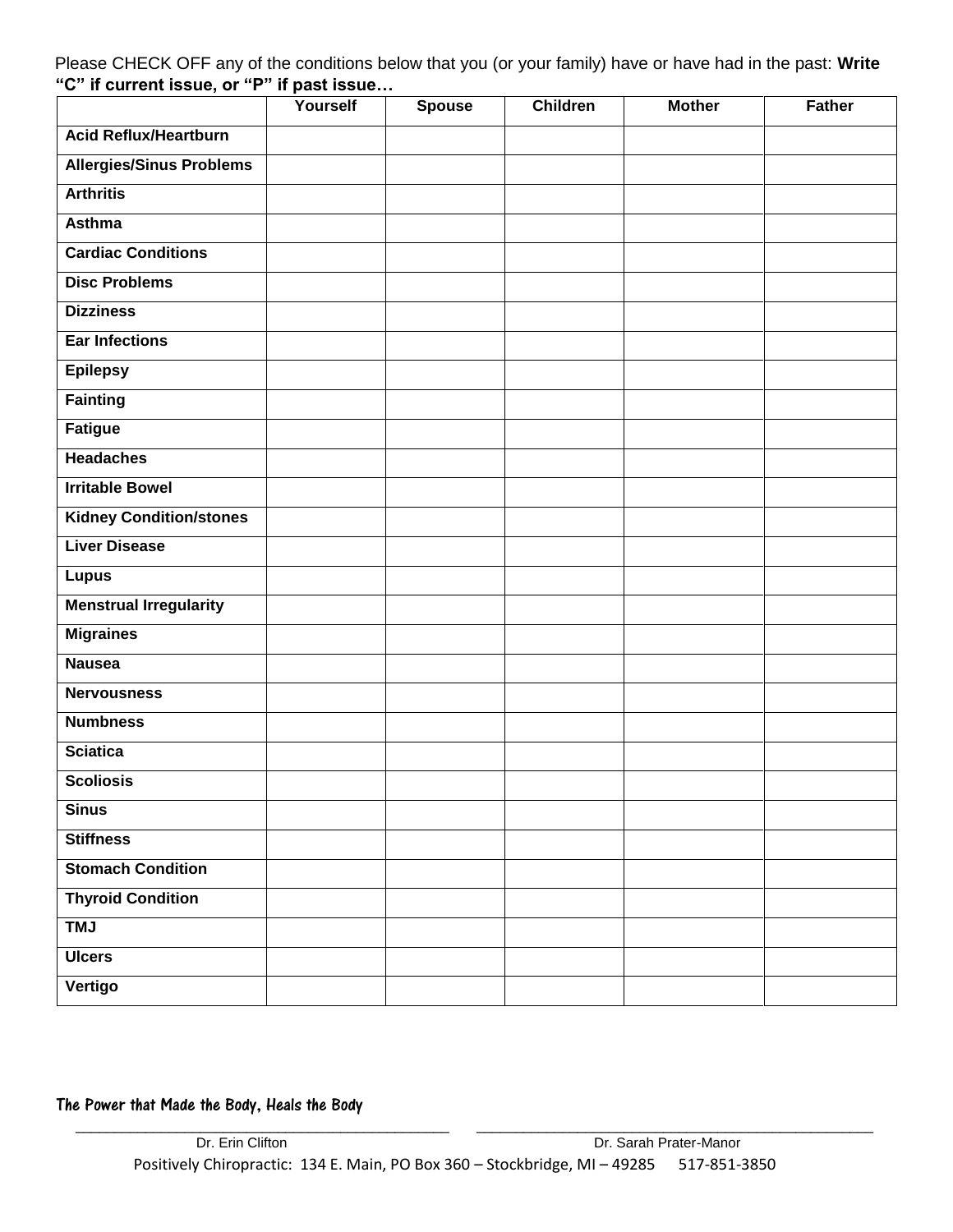Please CHECK OFF any of the conditions below that you (or your family) have or have had in the past: **Write "C" if current issue, or "P" if past issue…**

| | Yourself | Spouse | Children | Mother | Father |
|---|---|---|---|---|---|
| **Acid Reflux/Heartburn** | | | | | |
| **Allergies/Sinus Problems** | | | | | |
| **Arthritis** | | | | | |
| **Asthma** | | | | | |
| **Cardiac Conditions** | | | | | |
| **Disc Problems** | | | | | |
| **Dizziness** | | | | | |
| **Ear Infections** | | | | | |
| **Epilepsy** | | | | | |
| **Fainting** | | | | | |
| **Fatigue** | | | | | |
| **Headaches** | | | | | |
| **Irritable Bowel** | | | | | |
| **Kidney Condition/stones** | | | | | |
| **Liver Disease** | | | | | |
| **Lupus** | | | | | |
| **Menstrual Irregularity** | | | | | |
| **Migraines** | | | | | |
| **Nausea** | | | | | |
| **Nervousness** | | | | | |
| **Numbness** | | | | | |
| **Sciatica** | | | | | |
| **Scoliosis** | | | | | |
| **Sinus** | | | | | |
| **Stiffness** | | | | | |
| **Stomach Condition** | | | | | |
| **Thyroid Condition** | | | | | |
| **TMJ** | | | | | |
| **Ulcers** | | | | | |
| **Vertigo** | | | | | |

**The Power that Made the Body, Heals the Body**

_______________________________________________ Dr. Erin Clifton

_______________________________________________ Dr. Sarah Prater-Manor

Positively Chiropractic: 134 E. Main, PO Box 360 – Stockbridge, MI – 49285 517-851-3850